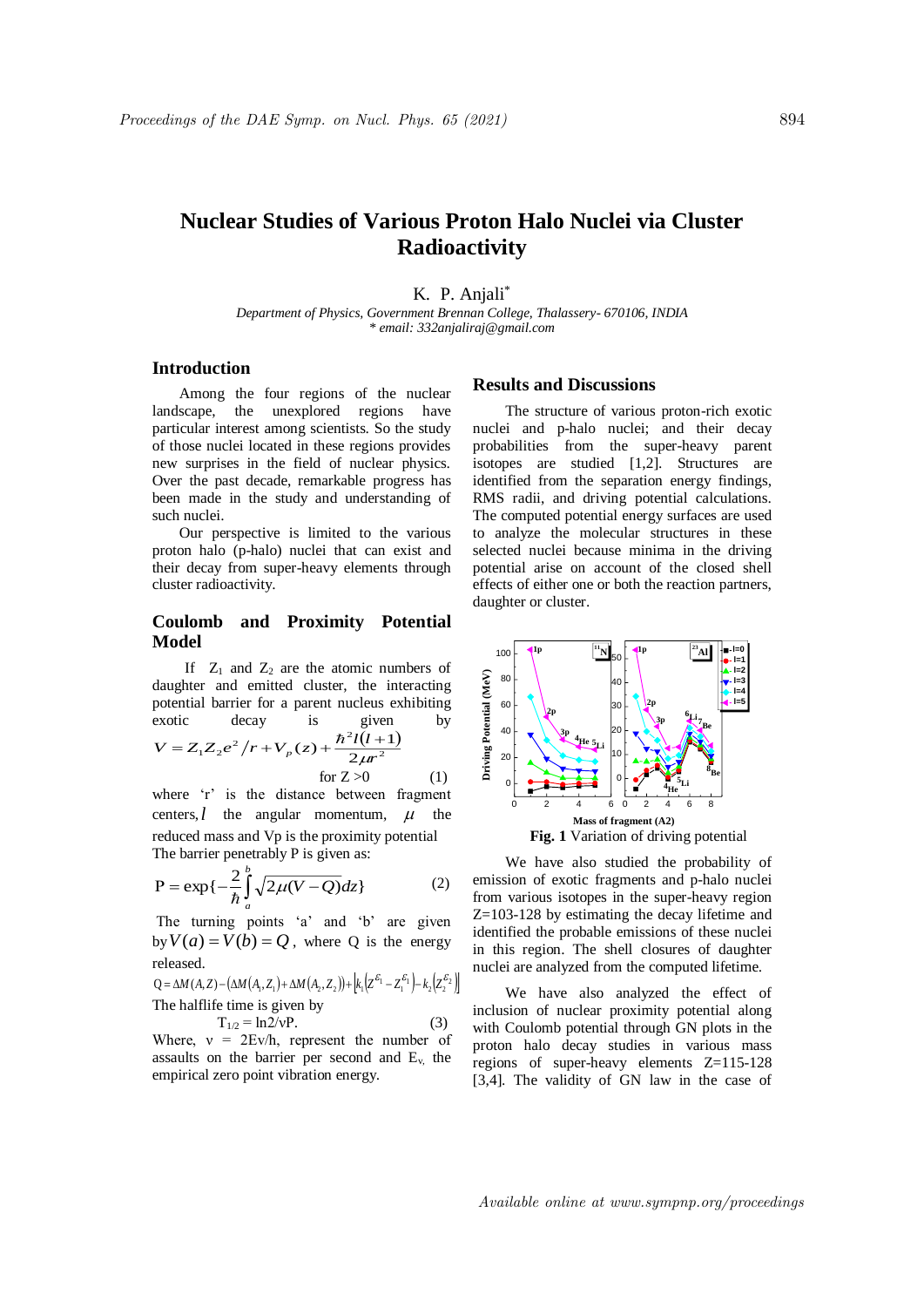# Nuclear Studies of Various Proton Halo Nuclei via Cluster Radioactivity

K. P. Anjali*

*Department of Physics, Government Brennan College, Thalassery- 670106, INDIA*
*\* email: 332anjaliraj@gmail.com*

## Introduction

Among the four regions of the nuclear landscape, the unexplored regions have particular interest among scientists. So the study of those nuclei located in these regions provides new surprises in the field of nuclear physics. Over the past decade, remarkable progress has been made in the study and understanding of such nuclei.

Our perspective is limited to the various proton halo (p-halo) nuclei that can exist and their decay from super-heavy elements through cluster radioactivity.

## Coulomb and Proximity Potential Model

If $Z_1$ and $Z_2$ are the atomic numbers of daughter and emitted cluster, the interacting potential barrier for a parent nucleus exhibiting exotic decay is given by

$$V = Z_1 Z_2 e^2 / r + V_p(z) + \frac{\hbar^2 l(l+1)}{2\mu r^2}$$

for Z >0 (1)

where 'r' is the distance between fragment centers, $l$ the angular momentum, $\mu$ the reduced mass and Vp is the proximity potential

The barrier penetrably P is given as:

$$\mathrm{P} = \exp\{-\frac{2}{\hbar}\int_a^b \sqrt{2\mu(V-Q)}dz\} \qquad (2)$$

The turning points 'a' and 'b' are given by $V(a) = V(b) = Q$, where Q is the energy released.

$$Q = \Delta M(A,Z) - (\Delta M(A_1,Z_1) + \Delta M(A_2,Z_2)) + \left[k_1\left(Z^{\varepsilon_1} - Z_1^{\varepsilon_1}\right) - k_2\left(Z_2^{\varepsilon_2}\right)\right]$$

The halflife time is given by

$$T_{1/2} = \ln 2/\nu P. \qquad (3)$$

Where, $\nu$ = $2E_v/h$, represent the number of assaults on the barrier per second and $E_v$, the empirical zero point vibration energy.

## Results and Discussions

The structure of various proton-rich exotic nuclei and p-halo nuclei; and their decay probabilities from the super-heavy parent isotopes are studied [1,2]. Structures are identified from the separation energy findings, RMS radii, and driving potential calculations. The computed potential energy surfaces are used to analyze the molecular structures in these selected nuclei because minima in the driving potential arise on account of the closed shell effects of either one or both the reaction partners, daughter or cluster.

**Fig. 1** Variation of driving potential

We have also studied the probability of emission of exotic fragments and p-halo nuclei from various isotopes in the super-heavy region Z=103-128 by estimating the decay lifetime and identified the probable emissions of these nuclei in this region. The shell closures of daughter nuclei are analyzed from the computed lifetime.

We have also analyzed the effect of inclusion of nuclear proximity potential along with Coulomb potential through GN plots in the proton halo decay studies in various mass regions of super-heavy elements Z=115-128 [3,4]. The validity of GN law in the case of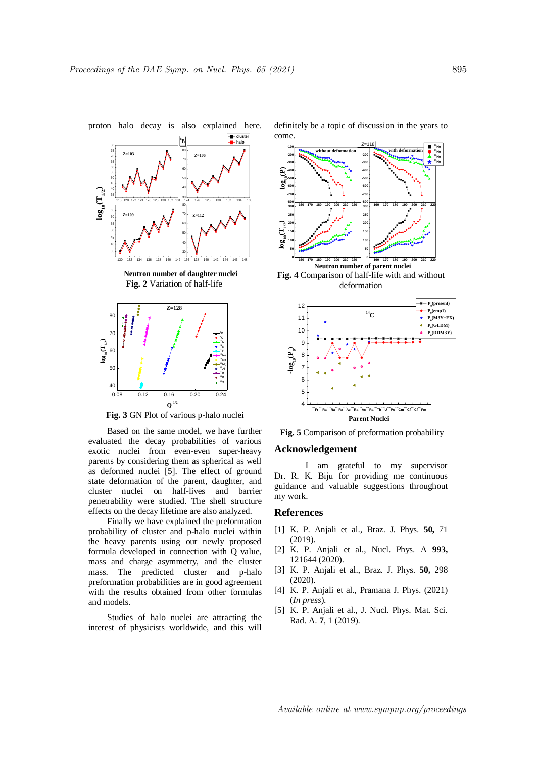proton halo decay is also explained here.

Neutron number of daughter nuclei

**Fig. 2** Variation of half-life

**Fig. 3** GN Plot of various p-halo nuclei

Based on the same model, we have further evaluated the decay probabilities of various exotic nuclei from even-even super-heavy parents by considering them as spherical as well as deformed nuclei [5]. The effect of ground state deformation of the parent, daughter, and cluster nuclei on half-lives and barrier penetrability were studied. The shell structure effects on the decay lifetime are also analyzed.

Finally we have explained the preformation probability of cluster and p-halo nuclei within the heavy parents using our newly proposed formula developed in connection with Q value, mass and charge asymmetry, and the cluster mass. The predicted cluster and p-halo preformation probabilities are in good agreement with the results obtained from other formulas and models.

Studies of halo nuclei are attracting the interest of physicists worldwide, and this will definitely be a topic of discussion in the years to come.

Neutron number of parent nuclei

**Fig. 4** Comparison of half-life with and without deformation

Parent Nuclei

**Fig. 5** Comparison of preformation probability

## Acknowledgement

I am grateful to my supervisor Dr. R. K. Biju for providing me continuous guidance and valuable suggestions throughout my work.

## References

[1] K. P. Anjali et al., Braz. J. Phys. **50,** 71 (2019).

[2] K. P. Anjali et al., Nucl. Phys. A **993,** 121644 (2020).

[3] K. P. Anjali et al., Braz. J. Phys. **50,** 298 (2020).

[4] K. P. Anjali et al., Pramana J. Phys. (2021) (*In press*).

[5] K. P. Anjali et al., J. Nucl. Phys. Mat. Sci. Rad. A. **7**, 1 (2019).